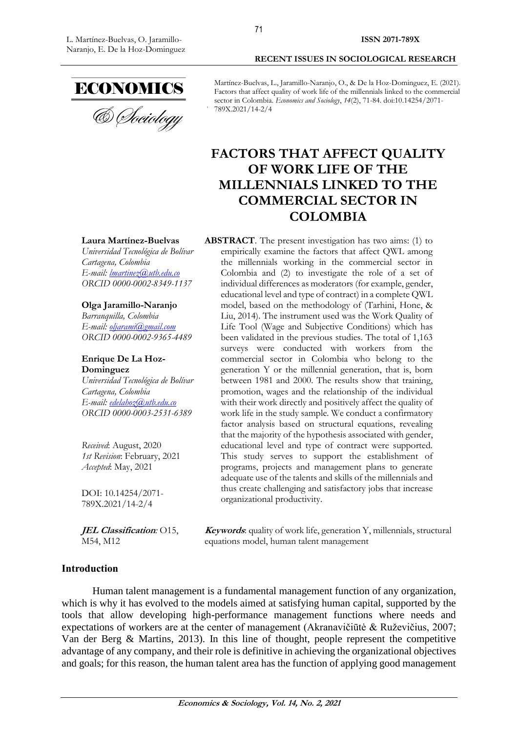Martínez-Buelvas, L., Jaramillo-Naranjo, O., & De la Hoz-Dominguez, E. (2021). Factors that affect quality of work life of the millennials linked to the commercial sector in Colombia. *Economics and Sociology*, *14*(2), 71-84. doi:10.14254/2071-789X.2021/14-2/4

# FACTORS THAT AFFECT QUALITY OF WORK LIFE OF THE MILLENNIALS LINKED TO THE COMMERCIAL SECTOR IN COLOMBIA

**Laura Martínez-Buelvas**
*Universidad Tecnológica de Bolívar*
*Cartagena, Colombia*
*E-mail: lmartinez@utb.edu.co*
*ORCID 0000-0002-8349-1137*

**Olga Jaramillo-Naranjo**
*Barranquilla, Colombia*
*E-mail: oljarami@gmail.com*
*ORCID 0000-0002-9365-4489*

**Enrique De La Hoz-Dominguez**
*Universidad Tecnológica de Bolívar*
*Cartagena, Colombia*
*E-mail: edelahoz@utb.edu.co*
*ORCID 0000-0003-2531-6389*

*Received*: August, 2020
*1st Revision*: February, 2021
*Accepted*: May, 2021

DOI: 10.14254/2071-789X.2021/14-2/4

***JEL Classification**:* O15, M54, M12

**ABSTRACT**. The present investigation has two aims: (1) to empirically examine the factors that affect QWL among the millennials working in the commercial sector in Colombia and (2) to investigate the role of a set of individual differences as moderators (for example, gender, educational level and type of contract) in a complete QWL model, based on the methodology of (Tarhini, Hone, & Liu, 2014). The instrument used was the Work Quality of Life Tool (Wage and Subjective Conditions) which has been validated in the previous studies. The total of 1,163 surveys were conducted with workers from the commercial sector in Colombia who belong to the generation Y or the millennial generation, that is, born between 1981 and 2000. The results show that training, promotion, wages and the relationship of the individual with their work directly and positively affect the quality of work life in the study sample. We conduct a confirmatory factor analysis based on structural equations, revealing that the majority of the hypothesis associated with gender, educational level and type of contract were supported. This study serves to support the establishment of programs, projects and management plans to generate adequate use of the talents and skills of the millennials and thus create challenging and satisfactory jobs that increase organizational productivity.

***Keywords***: quality of work life, generation Y, millennials, structural equations model, human talent management

## Introduction

Human talent management is a fundamental management function of any organization, which is why it has evolved to the models aimed at satisfying human capital, supported by the tools that allow developing high-performance management functions where needs and expectations of workers are at the center of management (Akranavičiūtė & Ruževičius, 2007; Van der Berg & Martins, 2013). In this line of thought, people represent the competitive advantage of any company, and their role is definitive in achieving the organizational objectives and goals; for this reason, the human talent area has the function of applying good management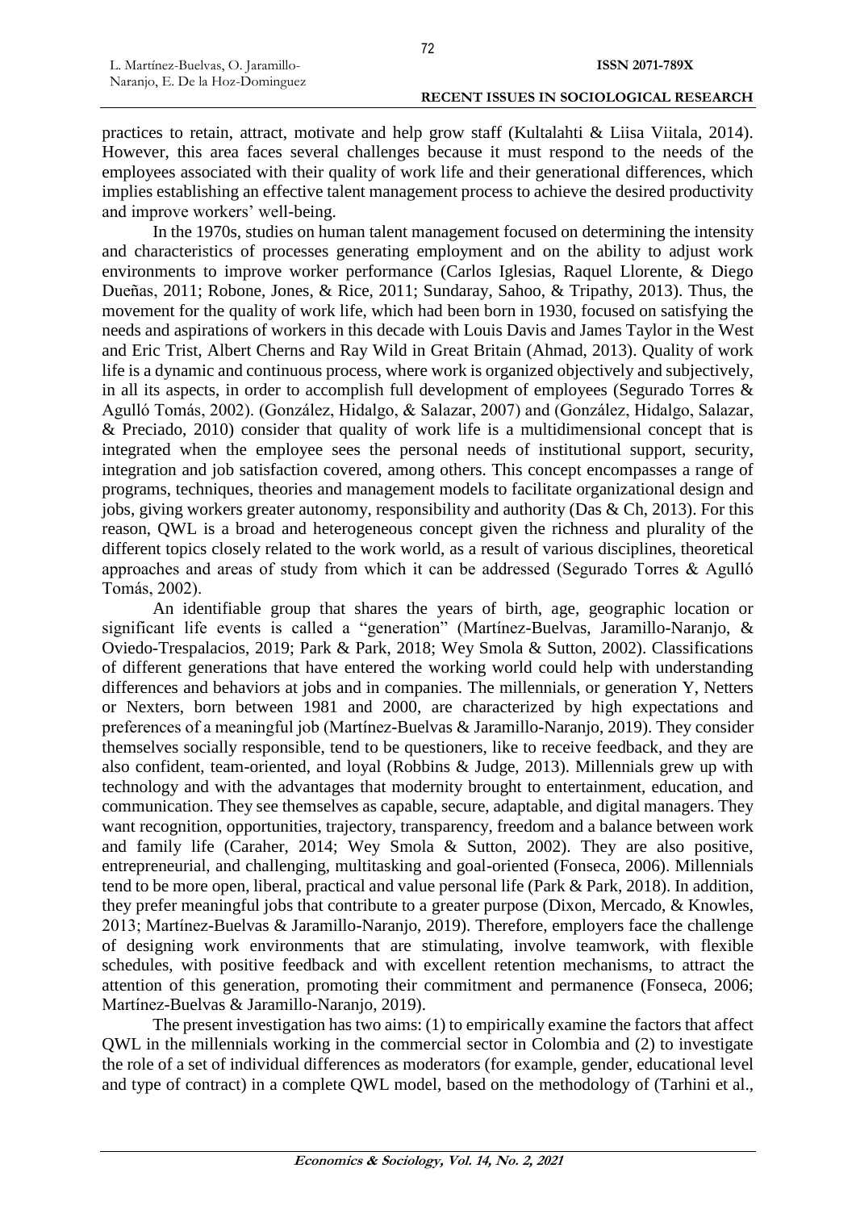practices to retain, attract, motivate and help grow staff (Kultalahti & Liisa Viitala, 2014). However, this area faces several challenges because it must respond to the needs of the employees associated with their quality of work life and their generational differences, which implies establishing an effective talent management process to achieve the desired productivity and improve workers' well-being.

In the 1970s, studies on human talent management focused on determining the intensity and characteristics of processes generating employment and on the ability to adjust work environments to improve worker performance (Carlos Iglesias, Raquel Llorente, & Diego Dueñas, 2011; Robone, Jones, & Rice, 2011; Sundaray, Sahoo, & Tripathy, 2013). Thus, the movement for the quality of work life, which had been born in 1930, focused on satisfying the needs and aspirations of workers in this decade with Louis Davis and James Taylor in the West and Eric Trist, Albert Cherns and Ray Wild in Great Britain (Ahmad, 2013). Quality of work life is a dynamic and continuous process, where work is organized objectively and subjectively, in all its aspects, in order to accomplish full development of employees (Segurado Torres & Agulló Tomás, 2002). (González, Hidalgo, & Salazar, 2007) and (González, Hidalgo, Salazar, & Preciado, 2010) consider that quality of work life is a multidimensional concept that is integrated when the employee sees the personal needs of institutional support, security, integration and job satisfaction covered, among others. This concept encompasses a range of programs, techniques, theories and management models to facilitate organizational design and jobs, giving workers greater autonomy, responsibility and authority (Das & Ch, 2013). For this reason, QWL is a broad and heterogeneous concept given the richness and plurality of the different topics closely related to the work world, as a result of various disciplines, theoretical approaches and areas of study from which it can be addressed (Segurado Torres & Agulló Tomás, 2002).

An identifiable group that shares the years of birth, age, geographic location or significant life events is called a "generation" (Martínez-Buelvas, Jaramillo-Naranjo, & Oviedo-Trespalacios, 2019; Park & Park, 2018; Wey Smola & Sutton, 2002). Classifications of different generations that have entered the working world could help with understanding differences and behaviors at jobs and in companies. The millennials, or generation Y, Netters or Nexters, born between 1981 and 2000, are characterized by high expectations and preferences of a meaningful job (Martínez-Buelvas & Jaramillo-Naranjo, 2019). They consider themselves socially responsible, tend to be questioners, like to receive feedback, and they are also confident, team-oriented, and loyal (Robbins & Judge, 2013). Millennials grew up with technology and with the advantages that modernity brought to entertainment, education, and communication. They see themselves as capable, secure, adaptable, and digital managers. They want recognition, opportunities, trajectory, transparency, freedom and a balance between work and family life (Caraher, 2014; Wey Smola & Sutton, 2002). They are also positive, entrepreneurial, and challenging, multitasking and goal-oriented (Fonseca, 2006). Millennials tend to be more open, liberal, practical and value personal life (Park & Park, 2018). In addition, they prefer meaningful jobs that contribute to a greater purpose (Dixon, Mercado, & Knowles, 2013; Martínez-Buelvas & Jaramillo-Naranjo, 2019). Therefore, employers face the challenge of designing work environments that are stimulating, involve teamwork, with flexible schedules, with positive feedback and with excellent retention mechanisms, to attract the attention of this generation, promoting their commitment and permanence (Fonseca, 2006; Martínez-Buelvas & Jaramillo-Naranjo, 2019).

The present investigation has two aims: (1) to empirically examine the factors that affect QWL in the millennials working in the commercial sector in Colombia and (2) to investigate the role of a set of individual differences as moderators (for example, gender, educational level and type of contract) in a complete QWL model, based on the methodology of (Tarhini et al.,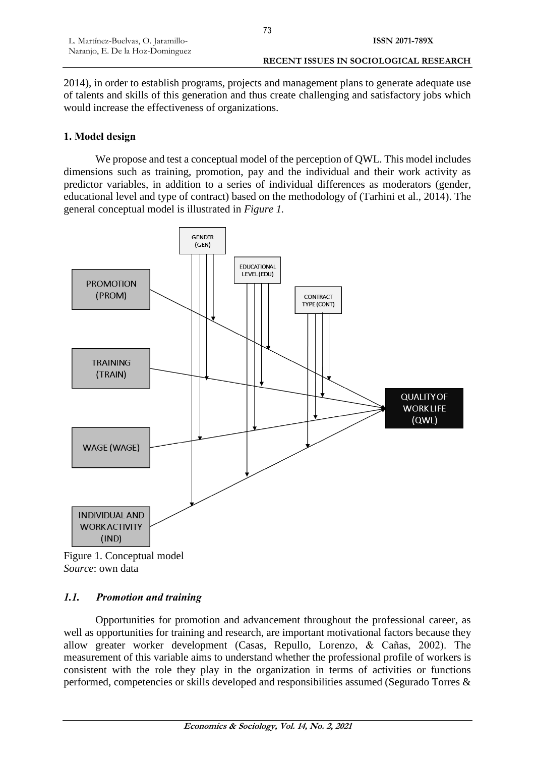2014), in order to establish programs, projects and management plans to generate adequate use of talents and skills of this generation and thus create challenging and satisfactory jobs which would increase the effectiveness of organizations.

## 1. Model design

We propose and test a conceptual model of the perception of QWL. This model includes dimensions such as training, promotion, pay and the individual and their work activity as predictor variables, in addition to a series of individual differences as moderators (gender, educational level and type of contract) based on the methodology of (Tarhini et al., 2014). The general conceptual model is illustrated in *Figure 1.*

Figure 1. Conceptual model
*Source*: own data

### *1.1. Promotion and training*

Opportunities for promotion and advancement throughout the professional career, as well as opportunities for training and research, are important motivational factors because they allow greater worker development (Casas, Repullo, Lorenzo, & Cañas, 2002). The measurement of this variable aims to understand whether the professional profile of workers is consistent with the role they play in the organization in terms of activities or functions performed, competencies or skills developed and responsibilities assumed (Segurado Torres &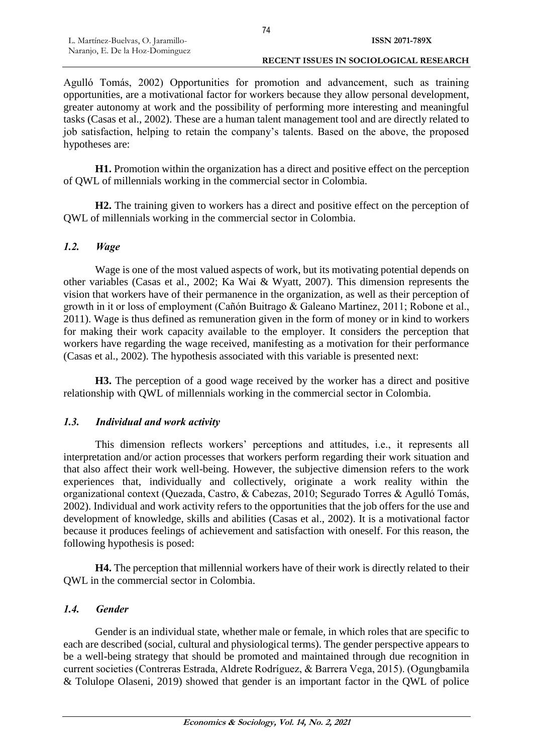Agulló Tomás, 2002) Opportunities for promotion and advancement, such as training opportunities, are a motivational factor for workers because they allow personal development, greater autonomy at work and the possibility of performing more interesting and meaningful tasks (Casas et al., 2002). These are a human talent management tool and are directly related to job satisfaction, helping to retain the company's talents. Based on the above, the proposed hypotheses are:

**H1.** Promotion within the organization has a direct and positive effect on the perception of QWL of millennials working in the commercial sector in Colombia.

**H2.** The training given to workers has a direct and positive effect on the perception of QWL of millennials working in the commercial sector in Colombia.

### *1.2. Wage*

Wage is one of the most valued aspects of work, but its motivating potential depends on other variables (Casas et al., 2002; Ka Wai & Wyatt, 2007). This dimension represents the vision that workers have of their permanence in the organization, as well as their perception of growth in it or loss of employment (Cañón Buitrago & Galeano Martinez, 2011; Robone et al., 2011). Wage is thus defined as remuneration given in the form of money or in kind to workers for making their work capacity available to the employer. It considers the perception that workers have regarding the wage received, manifesting as a motivation for their performance (Casas et al., 2002). The hypothesis associated with this variable is presented next:

**H3.** The perception of a good wage received by the worker has a direct and positive relationship with QWL of millennials working in the commercial sector in Colombia.

### *1.3. Individual and work activity*

This dimension reflects workers' perceptions and attitudes, i.e., it represents all interpretation and/or action processes that workers perform regarding their work situation and that also affect their work well-being. However, the subjective dimension refers to the work experiences that, individually and collectively, originate a work reality within the organizational context (Quezada, Castro, & Cabezas, 2010; Segurado Torres & Agulló Tomás, 2002). Individual and work activity refers to the opportunities that the job offers for the use and development of knowledge, skills and abilities (Casas et al., 2002). It is a motivational factor because it produces feelings of achievement and satisfaction with oneself. For this reason, the following hypothesis is posed:

**H4.** The perception that millennial workers have of their work is directly related to their QWL in the commercial sector in Colombia.

### *1.4. Gender*

Gender is an individual state, whether male or female, in which roles that are specific to each are described (social, cultural and physiological terms). The gender perspective appears to be a well-being strategy that should be promoted and maintained through due recognition in current societies (Contreras Estrada, Aldrete Rodríguez, & Barrera Vega, 2015). (Ogungbamila & Tolulope Olaseni, 2019) showed that gender is an important factor in the QWL of police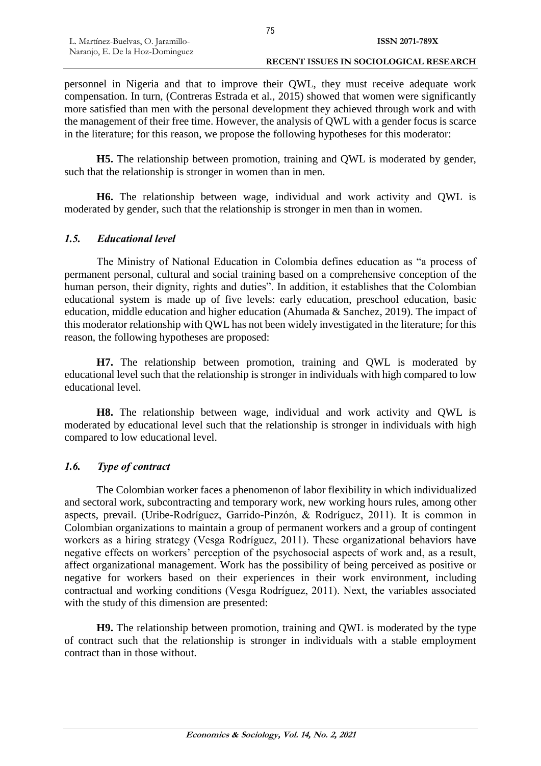personnel in Nigeria and that to improve their QWL, they must receive adequate work compensation. In turn, (Contreras Estrada et al., 2015) showed that women were significantly more satisfied than men with the personal development they achieved through work and with the management of their free time. However, the analysis of QWL with a gender focus is scarce in the literature; for this reason, we propose the following hypotheses for this moderator:

**H5.** The relationship between promotion, training and QWL is moderated by gender, such that the relationship is stronger in women than in men.

**H6.** The relationship between wage, individual and work activity and QWL is moderated by gender, such that the relationship is stronger in men than in women.

### *1.5. Educational level*

The Ministry of National Education in Colombia defines education as "a process of permanent personal, cultural and social training based on a comprehensive conception of the human person, their dignity, rights and duties". In addition, it establishes that the Colombian educational system is made up of five levels: early education, preschool education, basic education, middle education and higher education (Ahumada & Sanchez, 2019). The impact of this moderator relationship with QWL has not been widely investigated in the literature; for this reason, the following hypotheses are proposed:

**H7.** The relationship between promotion, training and QWL is moderated by educational level such that the relationship is stronger in individuals with high compared to low educational level.

**H8.** The relationship between wage, individual and work activity and QWL is moderated by educational level such that the relationship is stronger in individuals with high compared to low educational level.

### *1.6. Type of contract*

The Colombian worker faces a phenomenon of labor flexibility in which individualized and sectoral work, subcontracting and temporary work, new working hours rules, among other aspects, prevail. (Uribe-Rodríguez, Garrido-Pinzón, & Rodríguez, 2011). It is common in Colombian organizations to maintain a group of permanent workers and a group of contingent workers as a hiring strategy (Vesga Rodríguez, 2011). These organizational behaviors have negative effects on workers' perception of the psychosocial aspects of work and, as a result, affect organizational management. Work has the possibility of being perceived as positive or negative for workers based on their experiences in their work environment, including contractual and working conditions (Vesga Rodríguez, 2011). Next, the variables associated with the study of this dimension are presented:

**H9.** The relationship between promotion, training and QWL is moderated by the type of contract such that the relationship is stronger in individuals with a stable employment contract than in those without.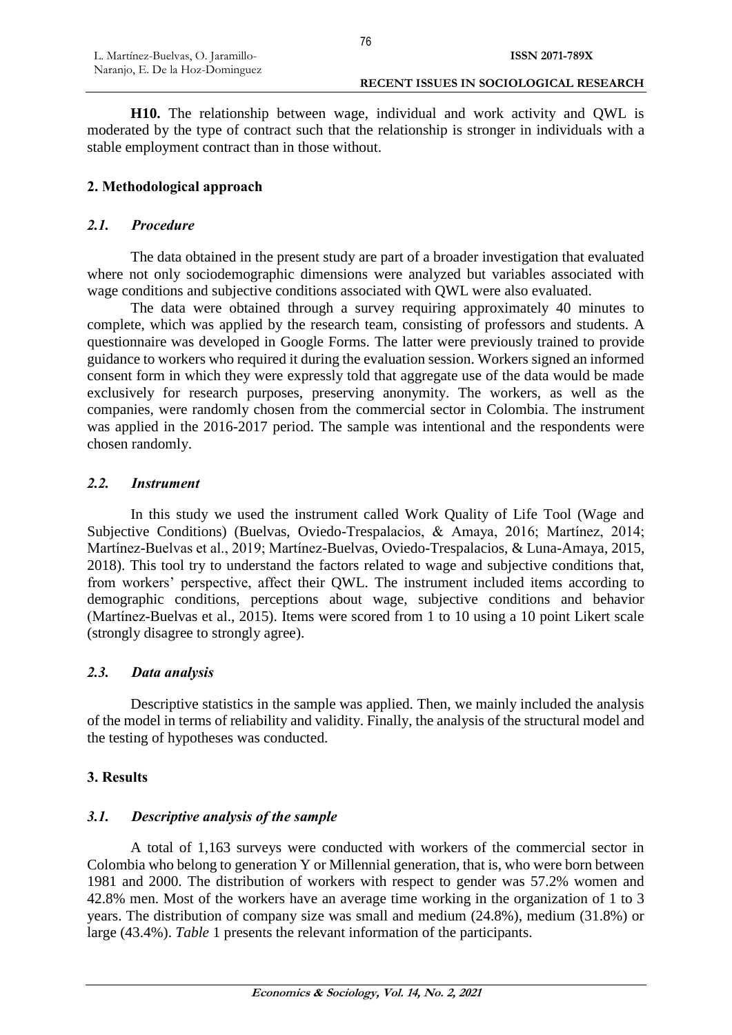**H10.** The relationship between wage, individual and work activity and QWL is moderated by the type of contract such that the relationship is stronger in individuals with a stable employment contract than in those without.

## 2. Methodological approach

### *2.1. Procedure*

The data obtained in the present study are part of a broader investigation that evaluated where not only sociodemographic dimensions were analyzed but variables associated with wage conditions and subjective conditions associated with QWL were also evaluated.

The data were obtained through a survey requiring approximately 40 minutes to complete, which was applied by the research team, consisting of professors and students. A questionnaire was developed in Google Forms. The latter were previously trained to provide guidance to workers who required it during the evaluation session. Workers signed an informed consent form in which they were expressly told that aggregate use of the data would be made exclusively for research purposes, preserving anonymity. The workers, as well as the companies, were randomly chosen from the commercial sector in Colombia. The instrument was applied in the 2016-2017 period. The sample was intentional and the respondents were chosen randomly.

### *2.2. Instrument*

In this study we used the instrument called Work Quality of Life Tool (Wage and Subjective Conditions) (Buelvas, Oviedo-Trespalacios, & Amaya, 2016; Martínez, 2014; Martínez-Buelvas et al., 2019; Martínez-Buelvas, Oviedo-Trespalacios, & Luna-Amaya, 2015, 2018). This tool try to understand the factors related to wage and subjective conditions that, from workers' perspective, affect their QWL. The instrument included items according to demographic conditions, perceptions about wage, subjective conditions and behavior (Martínez-Buelvas et al., 2015). Items were scored from 1 to 10 using a 10 point Likert scale (strongly disagree to strongly agree).

### *2.3. Data analysis*

Descriptive statistics in the sample was applied. Then, we mainly included the analysis of the model in terms of reliability and validity. Finally, the analysis of the structural model and the testing of hypotheses was conducted.

## 3. Results

### *3.1. Descriptive analysis of the sample*

A total of 1,163 surveys were conducted with workers of the commercial sector in Colombia who belong to generation Y or Millennial generation, that is, who were born between 1981 and 2000. The distribution of workers with respect to gender was 57.2% women and 42.8% men. Most of the workers have an average time working in the organization of 1 to 3 years. The distribution of company size was small and medium (24.8%), medium (31.8%) or large (43.4%). *Table* 1 presents the relevant information of the participants.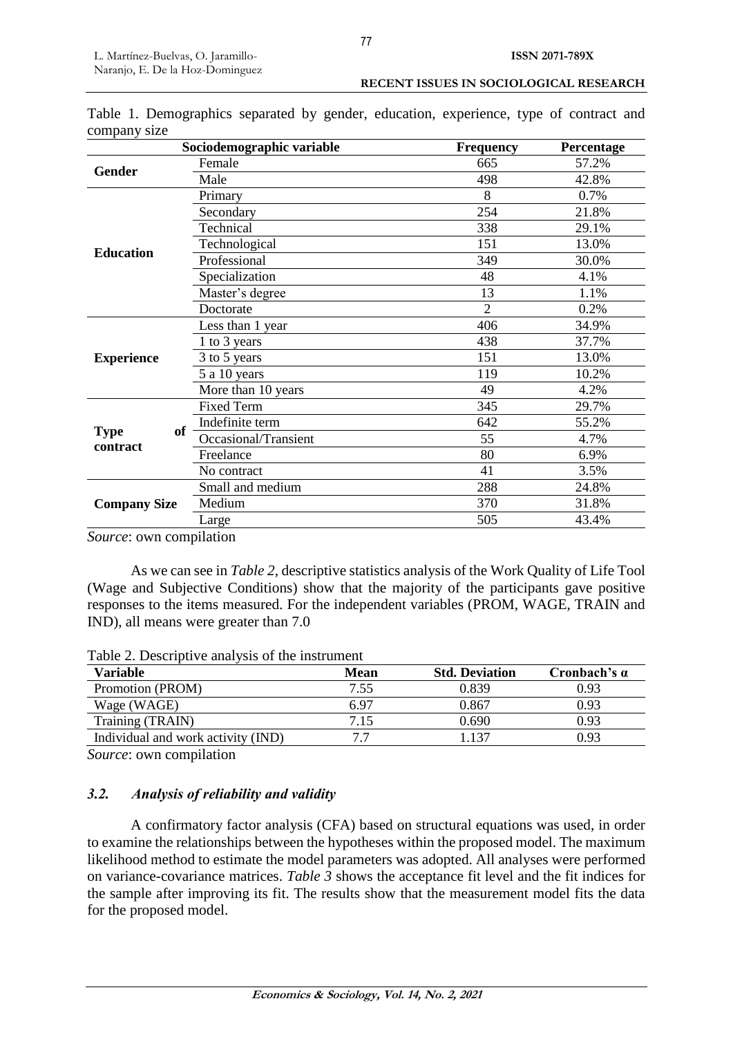Table 1. Demographics separated by gender, education, experience, type of contract and company size

| Sociodemographic variable | | Frequency | Percentage |
|---|---|---|---|
| **Gender** | Female | 665 | 57.2% |
| | Male | 498 | 42.8% |
| **Education** | Primary | 8 | 0.7% |
| | Secondary | 254 | 21.8% |
| | Technical | 338 | 29.1% |
| | Technological | 151 | 13.0% |
| | Professional | 349 | 30.0% |
| | Specialization | 48 | 4.1% |
| | Master's degree | 13 | 1.1% |
| | Doctorate | 2 | 0.2% |
| **Experience** | Less than 1 year | 406 | 34.9% |
| | 1 to 3 years | 438 | 37.7% |
| | 3 to 5 years | 151 | 13.0% |
| | 5 a 10 years | 119 | 10.2% |
| | More than 10 years | 49 | 4.2% |
| **Type of contract** | Fixed Term | 345 | 29.7% |
| | Indefinite term | 642 | 55.2% |
| | Occasional/Transient | 55 | 4.7% |
| | Freelance | 80 | 6.9% |
| | No contract | 41 | 3.5% |
| **Company Size** | Small and medium | 288 | 24.8% |
| | Medium | 370 | 31.8% |
| | Large | 505 | 43.4% |

*Source*: own compilation

As we can see in *Table 2*, descriptive statistics analysis of the Work Quality of Life Tool (Wage and Subjective Conditions) show that the majority of the participants gave positive responses to the items measured. For the independent variables (PROM, WAGE, TRAIN and IND), all means were greater than 7.0

Table 2. Descriptive analysis of the instrument

| Variable | Mean | Std. Deviation | Cronbach's α |
|---|---|---|---|
| Promotion (PROM) | 7.55 | 0.839 | 0.93 |
| Wage (WAGE) | 6.97 | 0.867 | 0.93 |
| Training (TRAIN) | 7.15 | 0.690 | 0.93 |
| Individual and work activity (IND) | 7.7 | 1.137 | 0.93 |

*Source*: own compilation

### *3.2. Analysis of reliability and validity*

A confirmatory factor analysis (CFA) based on structural equations was used, in order to examine the relationships between the hypotheses within the proposed model. The maximum likelihood method to estimate the model parameters was adopted. All analyses were performed on variance-covariance matrices. *Table 3* shows the acceptance fit level and the fit indices for the sample after improving its fit. The results show that the measurement model fits the data for the proposed model.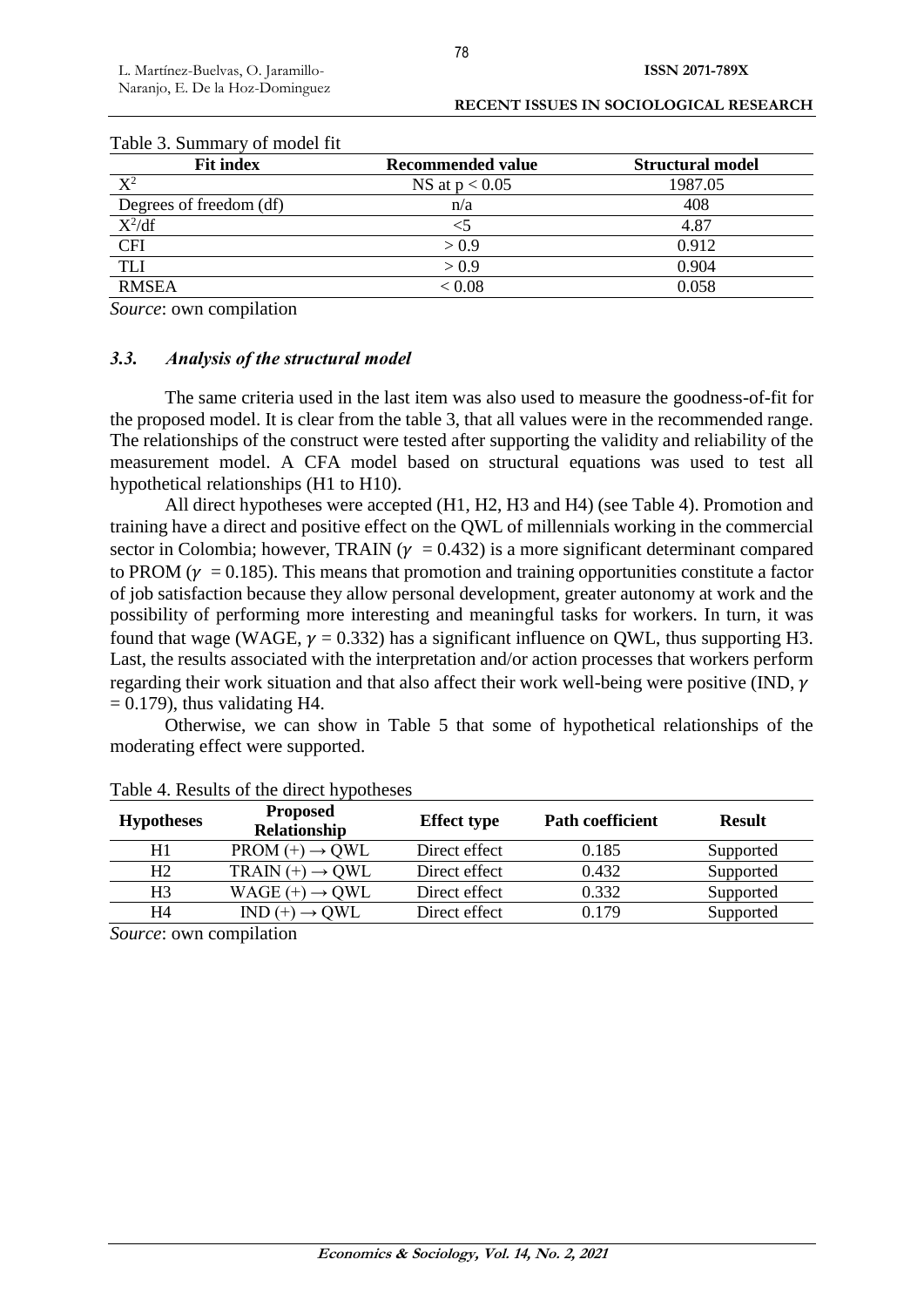Table 3. Summary of model fit

| Fit index | Recommended value | Structural model |
|---|---|---|
| $X^2$ | NS at $p < 0.05$ | 1987.05 |
| Degrees of freedom (df) | n/a | 408 |
| $X^2$/df | <5 | 4.87 |
| CFI | > 0.9 | 0.912 |
| TLI | > 0.9 | 0.904 |
| RMSEA | < 0.08 | 0.058 |

*Source*: own compilation

### *3.3. Analysis of the structural model*

The same criteria used in the last item was also used to measure the goodness-of-fit for the proposed model. It is clear from the table 3, that all values were in the recommended range. The relationships of the construct were tested after supporting the validity and reliability of the measurement model. A CFA model based on structural equations was used to test all hypothetical relationships (H1 to H10).

All direct hypotheses were accepted (H1, H2, H3 and H4) (see Table 4). Promotion and training have a direct and positive effect on the QWL of millennials working in the commercial sector in Colombia; however, TRAIN ($\gamma = 0.432$) is a more significant determinant compared to PROM ($\gamma = 0.185$). This means that promotion and training opportunities constitute a factor of job satisfaction because they allow personal development, greater autonomy at work and the possibility of performing more interesting and meaningful tasks for workers. In turn, it was found that wage (WAGE, $\gamma = 0.332$) has a significant influence on QWL, thus supporting H3. Last, the results associated with the interpretation and/or action processes that workers perform regarding their work situation and that also affect their work well-being were positive (IND, $\gamma = 0.179$), thus validating H4.

Otherwise, we can show in Table 5 that some of hypothetical relationships of the moderating effect were supported.

Table 4. Results of the direct hypotheses

| Hypotheses | Proposed Relationship | Effect type | Path coefficient | Result |
|---|---|---|---|---|
| H1 | PROM (+) → QWL | Direct effect | 0.185 | Supported |
| H2 | TRAIN (+) → QWL | Direct effect | 0.432 | Supported |
| H3 | WAGE (+) → QWL | Direct effect | 0.332 | Supported |
| H4 | IND (+) → QWL | Direct effect | 0.179 | Supported |

*Source*: own compilation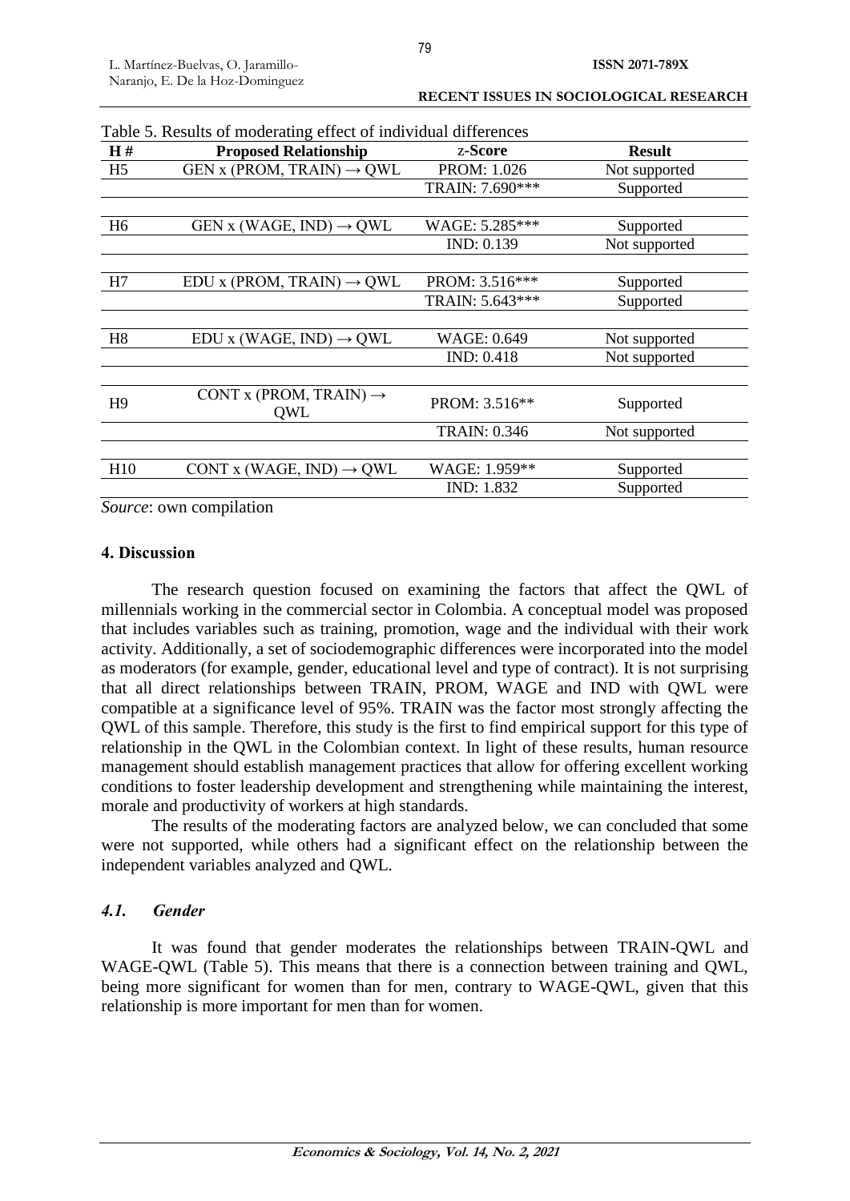Table 5. Results of moderating effect of individual differences

| H # | Proposed Relationship | z-Score | Result |
|---|---|---|---|
| H5 | GEN x (PROM, TRAIN) → QWL | PROM: 1.026 | Not supported |
| | | TRAIN: 7.690*** | Supported |
| H6 | GEN x (WAGE, IND) → QWL | WAGE: 5.285*** | Supported |
| | | IND: 0.139 | Not supported |
| H7 | EDU x (PROM, TRAIN) → QWL | PROM: 3.516*** | Supported |
| | | TRAIN: 5.643*** | Supported |
| H8 | EDU x (WAGE, IND) → QWL | WAGE: 0.649 | Not supported |
| | | IND: 0.418 | Not supported |
| H9 | CONT x (PROM, TRAIN) → QWL | PROM: 3.516** | Supported |
| | | TRAIN: 0.346 | Not supported |
| H10 | CONT x (WAGE, IND) → QWL | WAGE: 1.959** | Supported |
| | | IND: 1.832 | Supported |

*Source*: own compilation

## 4. Discussion

The research question focused on examining the factors that affect the QWL of millennials working in the commercial sector in Colombia. A conceptual model was proposed that includes variables such as training, promotion, wage and the individual with their work activity. Additionally, a set of sociodemographic differences were incorporated into the model as moderators (for example, gender, educational level and type of contract). It is not surprising that all direct relationships between TRAIN, PROM, WAGE and IND with QWL were compatible at a significance level of 95%. TRAIN was the factor most strongly affecting the QWL of this sample. Therefore, this study is the first to find empirical support for this type of relationship in the QWL in the Colombian context. In light of these results, human resource management should establish management practices that allow for offering excellent working conditions to foster leadership development and strengthening while maintaining the interest, morale and productivity of workers at high standards.

The results of the moderating factors are analyzed below, we can concluded that some were not supported, while others had a significant effect on the relationship between the independent variables analyzed and QWL.

### *4.1. Gender*

It was found that gender moderates the relationships between TRAIN-QWL and WAGE-QWL (Table 5). This means that there is a connection between training and QWL, being more significant for women than for men, contrary to WAGE-QWL, given that this relationship is more important for men than for women.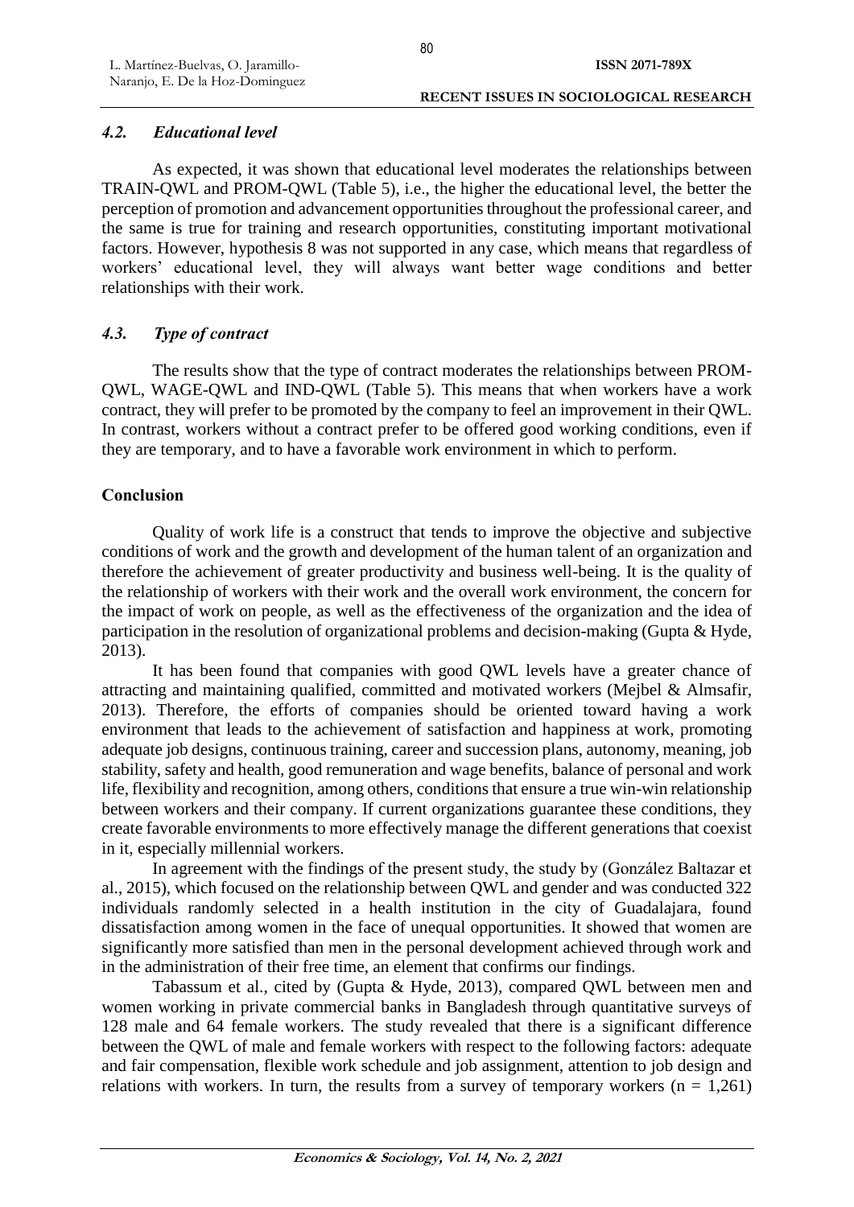### *4.2. Educational level*

As expected, it was shown that educational level moderates the relationships between TRAIN-QWL and PROM-QWL (Table 5), i.e., the higher the educational level, the better the perception of promotion and advancement opportunities throughout the professional career, and the same is true for training and research opportunities, constituting important motivational factors. However, hypothesis 8 was not supported in any case, which means that regardless of workers' educational level, they will always want better wage conditions and better relationships with their work.

### *4.3. Type of contract*

The results show that the type of contract moderates the relationships between PROM-QWL, WAGE-QWL and IND-QWL (Table 5). This means that when workers have a work contract, they will prefer to be promoted by the company to feel an improvement in their QWL. In contrast, workers without a contract prefer to be offered good working conditions, even if they are temporary, and to have a favorable work environment in which to perform.

## Conclusion

Quality of work life is a construct that tends to improve the objective and subjective conditions of work and the growth and development of the human talent of an organization and therefore the achievement of greater productivity and business well-being. It is the quality of the relationship of workers with their work and the overall work environment, the concern for the impact of work on people, as well as the effectiveness of the organization and the idea of participation in the resolution of organizational problems and decision-making (Gupta & Hyde, 2013).

It has been found that companies with good QWL levels have a greater chance of attracting and maintaining qualified, committed and motivated workers (Mejbel & Almsafir, 2013). Therefore, the efforts of companies should be oriented toward having a work environment that leads to the achievement of satisfaction and happiness at work, promoting adequate job designs, continuous training, career and succession plans, autonomy, meaning, job stability, safety and health, good remuneration and wage benefits, balance of personal and work life, flexibility and recognition, among others, conditions that ensure a true win-win relationship between workers and their company. If current organizations guarantee these conditions, they create favorable environments to more effectively manage the different generations that coexist in it, especially millennial workers.

In agreement with the findings of the present study, the study by (González Baltazar et al., 2015), which focused on the relationship between QWL and gender and was conducted 322 individuals randomly selected in a health institution in the city of Guadalajara, found dissatisfaction among women in the face of unequal opportunities. It showed that women are significantly more satisfied than men in the personal development achieved through work and in the administration of their free time, an element that confirms our findings.

Tabassum et al., cited by (Gupta & Hyde, 2013), compared QWL between men and women working in private commercial banks in Bangladesh through quantitative surveys of 128 male and 64 female workers. The study revealed that there is a significant difference between the QWL of male and female workers with respect to the following factors: adequate and fair compensation, flexible work schedule and job assignment, attention to job design and relations with workers. In turn, the results from a survey of temporary workers ($n = 1,261$)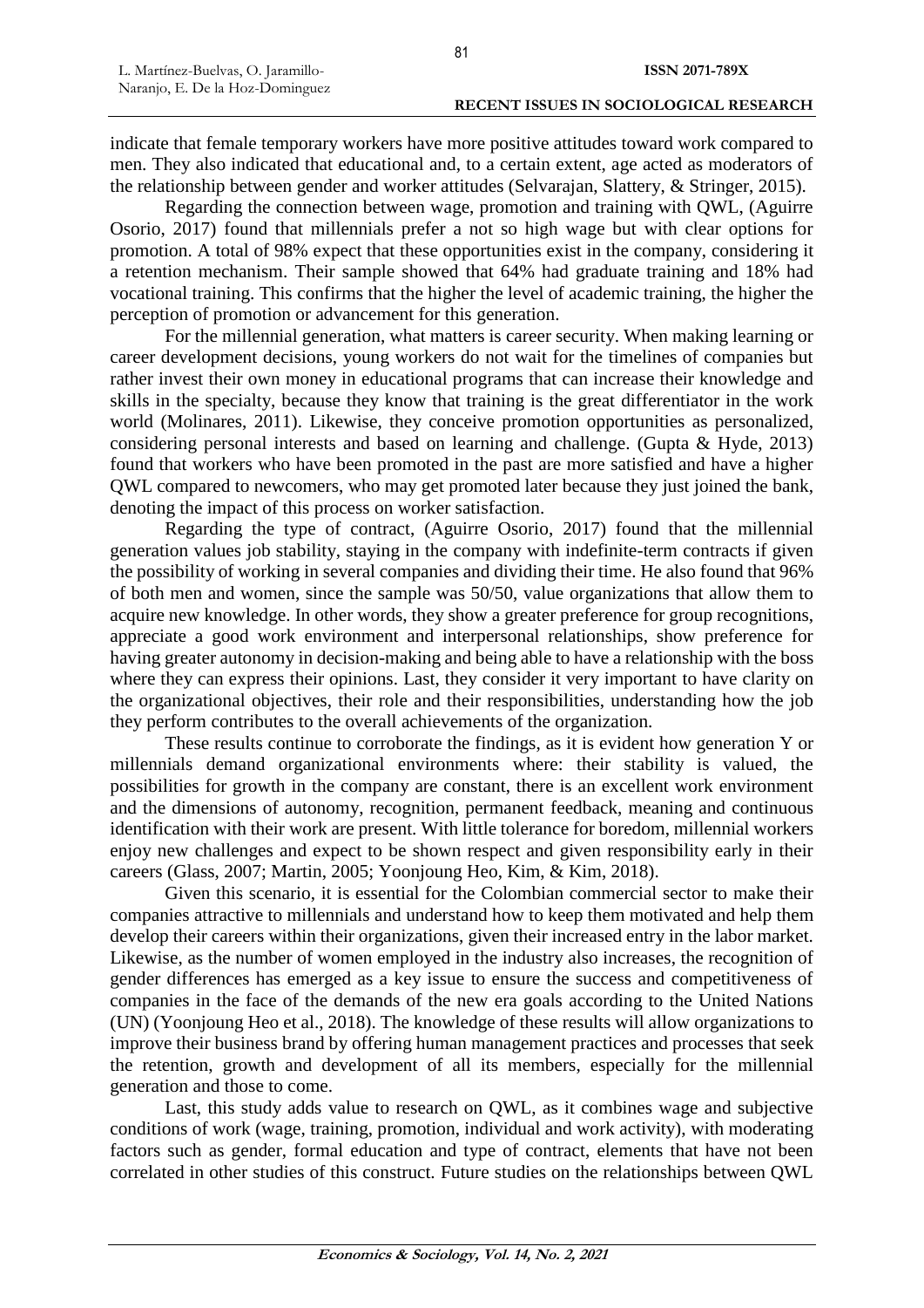indicate that female temporary workers have more positive attitudes toward work compared to men. They also indicated that educational and, to a certain extent, age acted as moderators of the relationship between gender and worker attitudes (Selvarajan, Slattery, & Stringer, 2015).

Regarding the connection between wage, promotion and training with QWL, (Aguirre Osorio, 2017) found that millennials prefer a not so high wage but with clear options for promotion. A total of 98% expect that these opportunities exist in the company, considering it a retention mechanism. Their sample showed that 64% had graduate training and 18% had vocational training. This confirms that the higher the level of academic training, the higher the perception of promotion or advancement for this generation.

For the millennial generation, what matters is career security. When making learning or career development decisions, young workers do not wait for the timelines of companies but rather invest their own money in educational programs that can increase their knowledge and skills in the specialty, because they know that training is the great differentiator in the work world (Molinares, 2011). Likewise, they conceive promotion opportunities as personalized, considering personal interests and based on learning and challenge. (Gupta & Hyde, 2013) found that workers who have been promoted in the past are more satisfied and have a higher QWL compared to newcomers, who may get promoted later because they just joined the bank, denoting the impact of this process on worker satisfaction.

Regarding the type of contract, (Aguirre Osorio, 2017) found that the millennial generation values job stability, staying in the company with indefinite-term contracts if given the possibility of working in several companies and dividing their time. He also found that 96% of both men and women, since the sample was 50/50, value organizations that allow them to acquire new knowledge. In other words, they show a greater preference for group recognitions, appreciate a good work environment and interpersonal relationships, show preference for having greater autonomy in decision-making and being able to have a relationship with the boss where they can express their opinions. Last, they consider it very important to have clarity on the organizational objectives, their role and their responsibilities, understanding how the job they perform contributes to the overall achievements of the organization.

These results continue to corroborate the findings, as it is evident how generation Y or millennials demand organizational environments where: their stability is valued, the possibilities for growth in the company are constant, there is an excellent work environment and the dimensions of autonomy, recognition, permanent feedback, meaning and continuous identification with their work are present. With little tolerance for boredom, millennial workers enjoy new challenges and expect to be shown respect and given responsibility early in their careers (Glass, 2007; Martin, 2005; Yoonjoung Heo, Kim, & Kim, 2018).

Given this scenario, it is essential for the Colombian commercial sector to make their companies attractive to millennials and understand how to keep them motivated and help them develop their careers within their organizations, given their increased entry in the labor market. Likewise, as the number of women employed in the industry also increases, the recognition of gender differences has emerged as a key issue to ensure the success and competitiveness of companies in the face of the demands of the new era goals according to the United Nations (UN) (Yoonjoung Heo et al., 2018). The knowledge of these results will allow organizations to improve their business brand by offering human management practices and processes that seek the retention, growth and development of all its members, especially for the millennial generation and those to come.

Last, this study adds value to research on QWL, as it combines wage and subjective conditions of work (wage, training, promotion, individual and work activity), with moderating factors such as gender, formal education and type of contract, elements that have not been correlated in other studies of this construct. Future studies on the relationships between QWL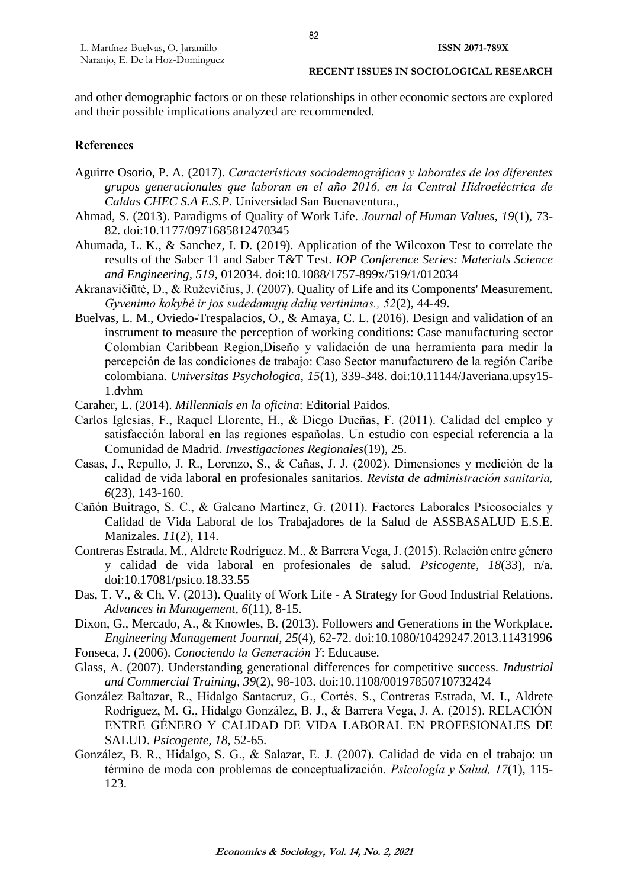and other demographic factors or on these relationships in other economic sectors are explored and their possible implications analyzed are recommended.

## References

Aguirre Osorio, P. A. (2017). *Características sociodemográficas y laborales de los diferentes grupos generacionales que laboran en el año 2016, en la Central Hidroeléctrica de Caldas CHEC S.A E.S.P.* Universidad San Buenaventura.,

Ahmad, S. (2013). Paradigms of Quality of Work Life. *Journal of Human Values, 19*(1), 73-82. doi:10.1177/0971685812470345

Ahumada, L. K., & Sanchez, I. D. (2019). Application of the Wilcoxon Test to correlate the results of the Saber 11 and Saber T&T Test. *IOP Conference Series: Materials Science and Engineering, 519*, 012034. doi:10.1088/1757-899x/519/1/012034

Akranavičiūtė, D., & Ruževičius, J. (2007). Quality of Life and its Components' Measurement. *Gyvenimo kokybė ir jos sudedamųjų dalių vertinimas., 52*(2), 44-49.

Buelvas, L. M., Oviedo-Trespalacios, O., & Amaya, C. L. (2016). Design and validation of an instrument to measure the perception of working conditions: Case manufacturing sector Colombian Caribbean Region,Diseño y validación de una herramienta para medir la percepción de las condiciones de trabajo: Caso Sector manufacturero de la región Caribe colombiana. *Universitas Psychologica, 15*(1), 339-348. doi:10.11144/Javeriana.upsy15-1.dvhm

Caraher, L. (2014). *Millennials en la oficina*: Editorial Paidos.

Carlos Iglesias, F., Raquel Llorente, H., & Diego Dueñas, F. (2011). Calidad del empleo y satisfacción laboral en las regiones españolas. Un estudio con especial referencia a la Comunidad de Madrid. *Investigaciones Regionales*(19), 25.

Casas, J., Repullo, J. R., Lorenzo, S., & Cañas, J. J. (2002). Dimensiones y medición de la calidad de vida laboral en profesionales sanitarios. *Revista de administración sanitaria, 6*(23), 143-160.

Cañón Buitrago, S. C., & Galeano Martinez, G. (2011). Factores Laborales Psicosociales y Calidad de Vida Laboral de los Trabajadores de la Salud de ASSBASALUD E.S.E. Manizales. *11*(2), 114.

Contreras Estrada, M., Aldrete Rodríguez, M., & Barrera Vega, J. (2015). Relación entre género y calidad de vida laboral en profesionales de salud. *Psicogente, 18*(33), n/a. doi:10.17081/psico.18.33.55

Das, T. V., & Ch, V. (2013). Quality of Work Life - A Strategy for Good Industrial Relations. *Advances in Management, 6*(11), 8-15.

Dixon, G., Mercado, A., & Knowles, B. (2013). Followers and Generations in the Workplace. *Engineering Management Journal, 25*(4), 62-72. doi:10.1080/10429247.2013.11431996

Fonseca, J. (2006). *Conociendo la Generación Y*: Educause.

Glass, A. (2007). Understanding generational differences for competitive success. *Industrial and Commercial Training, 39*(2), 98-103. doi:10.1108/00197850710732424

González Baltazar, R., Hidalgo Santacruz, G., Cortés, S., Contreras Estrada, M. I., Aldrete Rodríguez, M. G., Hidalgo González, B. J., & Barrera Vega, J. A. (2015). RELACIÓN ENTRE GÉNERO Y CALIDAD DE VIDA LABORAL EN PROFESIONALES DE SALUD. *Psicogente, 18*, 52-65.

González, B. R., Hidalgo, S. G., & Salazar, E. J. (2007). Calidad de vida en el trabajo: un término de moda con problemas de conceptualización. *Psicología y Salud, 17*(1), 115-123.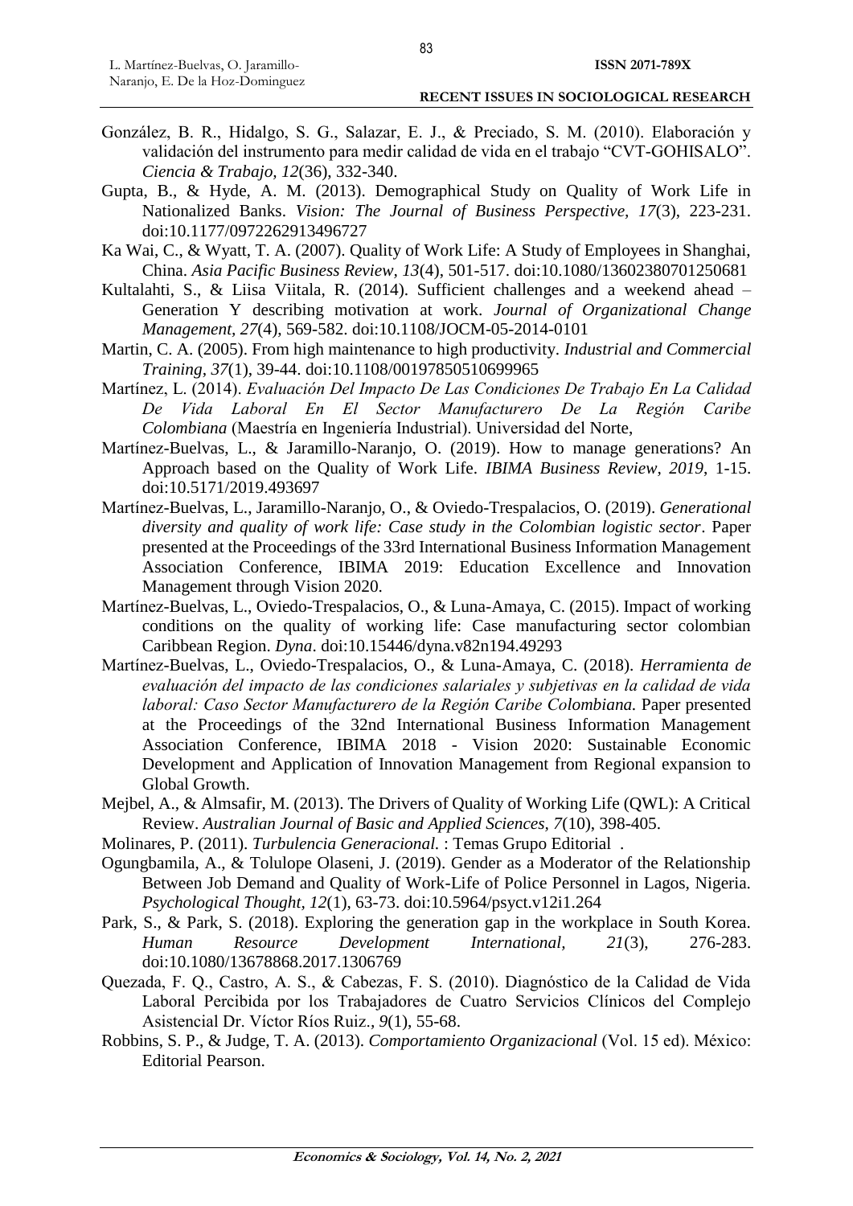González, B. R., Hidalgo, S. G., Salazar, E. J., & Preciado, S. M. (2010). Elaboración y validación del instrumento para medir calidad de vida en el trabajo "CVT-GOHISALO". *Ciencia & Trabajo, 12*(36), 332-340.

Gupta, B., & Hyde, A. M. (2013). Demographical Study on Quality of Work Life in Nationalized Banks. *Vision: The Journal of Business Perspective, 17*(3), 223-231. doi:10.1177/0972262913496727

Ka Wai, C., & Wyatt, T. A. (2007). Quality of Work Life: A Study of Employees in Shanghai, China. *Asia Pacific Business Review, 13*(4), 501-517. doi:10.1080/13602380701250681

Kultalahti, S., & Liisa Viitala, R. (2014). Sufficient challenges and a weekend ahead – Generation Y describing motivation at work. *Journal of Organizational Change Management, 27*(4), 569-582. doi:10.1108/JOCM-05-2014-0101

Martin, C. A. (2005). From high maintenance to high productivity. *Industrial and Commercial Training, 37*(1), 39-44. doi:10.1108/00197850510699965

Martínez, L. (2014). *Evaluación Del Impacto De Las Condiciones De Trabajo En La Calidad De Vida Laboral En El Sector Manufacturero De La Región Caribe Colombiana* (Maestría en Ingeniería Industrial). Universidad del Norte,

Martínez-Buelvas, L., & Jaramillo-Naranjo, O. (2019). How to manage generations? An Approach based on the Quality of Work Life. *IBIMA Business Review, 2019*, 1-15. doi:10.5171/2019.493697

Martínez-Buelvas, L., Jaramillo-Naranjo, O., & Oviedo-Trespalacios, O. (2019). *Generational diversity and quality of work life: Case study in the Colombian logistic sector*. Paper presented at the Proceedings of the 33rd International Business Information Management Association Conference, IBIMA 2019: Education Excellence and Innovation Management through Vision 2020.

Martínez-Buelvas, L., Oviedo-Trespalacios, O., & Luna-Amaya, C. (2015). Impact of working conditions on the quality of working life: Case manufacturing sector colombian Caribbean Region. *Dyna*. doi:10.15446/dyna.v82n194.49293

Martínez-Buelvas, L., Oviedo-Trespalacios, O., & Luna-Amaya, C. (2018). *Herramienta de evaluación del impacto de las condiciones salariales y subjetivas en la calidad de vida laboral: Caso Sector Manufacturero de la Región Caribe Colombiana.* Paper presented at the Proceedings of the 32nd International Business Information Management Association Conference, IBIMA 2018 - Vision 2020: Sustainable Economic Development and Application of Innovation Management from Regional expansion to Global Growth.

Mejbel, A., & Almsafir, M. (2013). The Drivers of Quality of Working Life (QWL): A Critical Review. *Australian Journal of Basic and Applied Sciences, 7*(10), 398-405.

Molinares, P. (2011). *Turbulencia Generacional.* : Temas Grupo Editorial .

Ogungbamila, A., & Tolulope Olaseni, J. (2019). Gender as a Moderator of the Relationship Between Job Demand and Quality of Work-Life of Police Personnel in Lagos, Nigeria. *Psychological Thought, 12*(1), 63-73. doi:10.5964/psyct.v12i1.264

Park, S., & Park, S. (2018). Exploring the generation gap in the workplace in South Korea. *Human Resource Development International, 21*(3), 276-283. doi:10.1080/13678868.2017.1306769

Quezada, F. Q., Castro, A. S., & Cabezas, F. S. (2010). Diagnóstico de la Calidad de Vida Laboral Percibida por los Trabajadores de Cuatro Servicios Clínicos del Complejo Asistencial Dr. Víctor Ríos Ruiz., *9*(1), 55-68.

Robbins, S. P., & Judge, T. A. (2013). *Comportamiento Organizacional* (Vol. 15 ed). México: Editorial Pearson.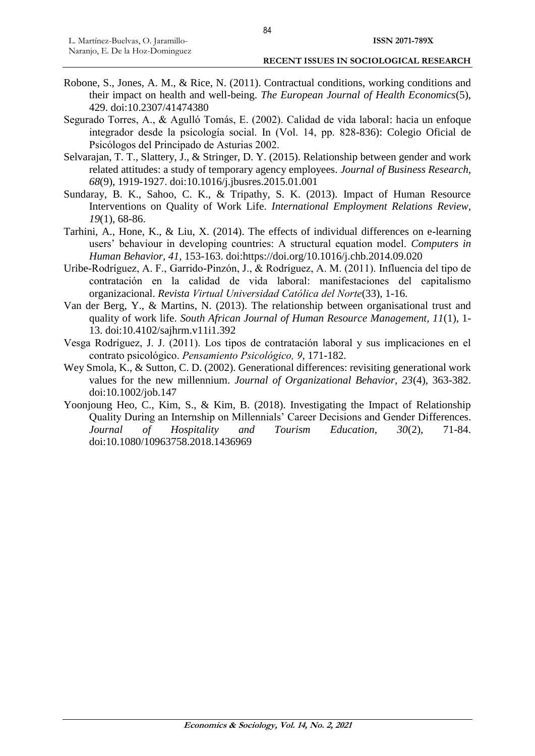Robone, S., Jones, A. M., & Rice, N. (2011). Contractual conditions, working conditions and their impact on health and well-being. *The European Journal of Health Economics*(5), 429. doi:10.2307/41474380

Segurado Torres, A., & Agulló Tomás, E. (2002). Calidad de vida laboral: hacia un enfoque integrador desde la psicología social. In (Vol. 14, pp. 828-836): Colegio Oficial de Psicólogos del Principado de Asturias 2002.

Selvarajan, T. T., Slattery, J., & Stringer, D. Y. (2015). Relationship between gender and work related attitudes: a study of temporary agency employees. *Journal of Business Research, 68*(9), 1919-1927. doi:10.1016/j.jbusres.2015.01.001

Sundaray, B. K., Sahoo, C. K., & Tripathy, S. K. (2013). Impact of Human Resource Interventions on Quality of Work Life. *International Employment Relations Review, 19*(1), 68-86.

Tarhini, A., Hone, K., & Liu, X. (2014). The effects of individual differences on e-learning users' behaviour in developing countries: A structural equation model. *Computers in Human Behavior, 41*, 153-163. doi:https://doi.org/10.1016/j.chb.2014.09.020

Uribe-Rodríguez, A. F., Garrido-Pinzón, J., & Rodríguez, A. M. (2011). Influencia del tipo de contratación en la calidad de vida laboral: manifestaciones del capitalismo organizacional. *Revista Virtual Universidad Católica del Norte*(33), 1-16.

Van der Berg, Y., & Martins, N. (2013). The relationship between organisational trust and quality of work life. *South African Journal of Human Resource Management, 11*(1), 1-13. doi:10.4102/sajhrm.v11i1.392

Vesga Rodríguez, J. J. (2011). Los tipos de contratación laboral y sus implicaciones en el contrato psicológico. *Pensamiento Psicológico, 9*, 171-182.

Wey Smola, K., & Sutton, C. D. (2002). Generational differences: revisiting generational work values for the new millennium. *Journal of Organizational Behavior, 23*(4), 363-382. doi:10.1002/job.147

Yoonjoung Heo, C., Kim, S., & Kim, B. (2018). Investigating the Impact of Relationship Quality During an Internship on Millennials' Career Decisions and Gender Differences. *Journal of Hospitality and Tourism Education, 30*(2), 71-84. doi:10.1080/10963758.2018.1436969